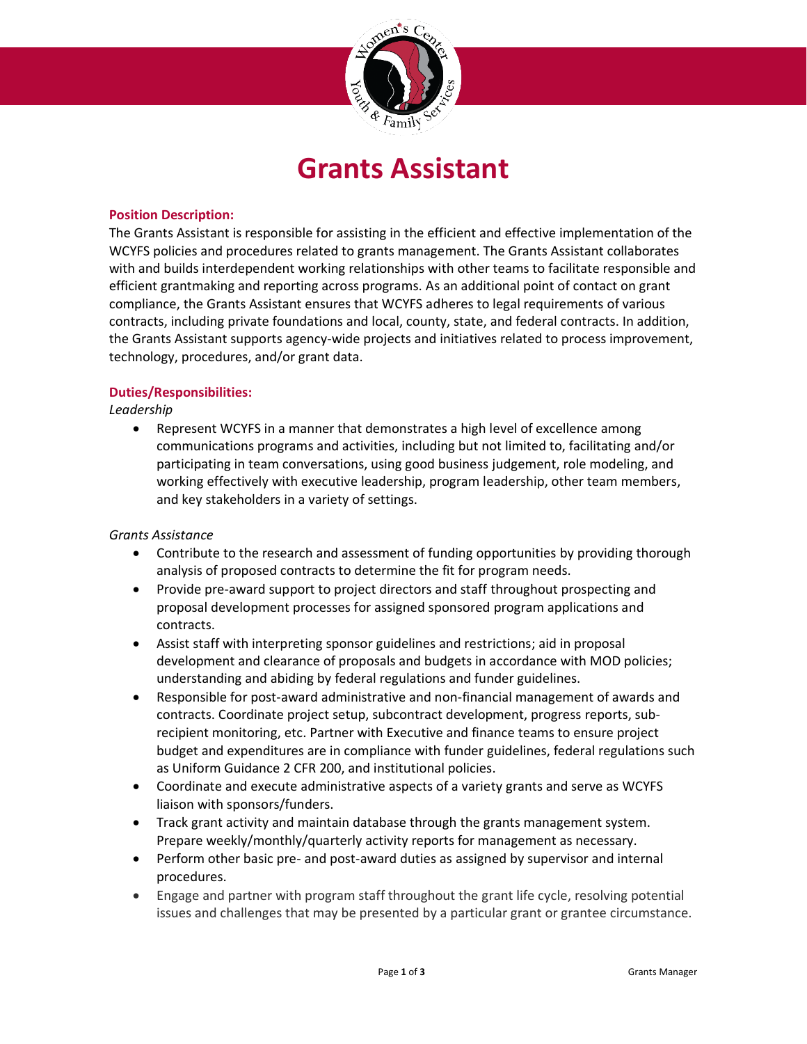# Grants Assistant

### Position Description:

The Grants Assistant is responsible for assisting in the efficient and effective implementation of the WCYFS policies and procedures related to grants management. The Grants Assistant collaborates with and builds interdependent working relationships with other teams to facilitate responsible and efficient grantmaking and reporting across programs. As an additional point of contact on grant compliance, the Grants Assistant ensures that WCYFS adheres to legal requirements of various contracts, including private foundations and local, county, state, and federal contracts. In addition, the Grants Assistant supports agency-wide projects and initiatives related to process improvement, technology, procedures, and/or grant data.

### Duties/Responsibilities:

*Leadership*

- Represent WCYFS in a manner that demonstrates a high level of excellence among communications programs and activities, including but not limited to, facilitating and/or participating in team conversations, using good business judgement, role modeling, and working effectively with executive leadership, program leadership, other team members, and key stakeholders in a variety of settings.

*Grants Assistance*

- Contribute to the research and assessment of funding opportunities by providing thorough analysis of proposed contracts to determine the fit for program needs.
- Provide pre-award support to project directors and staff throughout prospecting and proposal development processes for assigned sponsored program applications and contracts.
- Assist staff with interpreting sponsor guidelines and restrictions; aid in proposal development and clearance of proposals and budgets in accordance with MOD policies; understanding and abiding by federal regulations and funder guidelines.
- Responsible for post-award administrative and non-financial management of awards and contracts. Coordinate project setup, subcontract development, progress reports, sub-recipient monitoring, etc. Partner with Executive and finance teams to ensure project budget and expenditures are in compliance with funder guidelines, federal regulations such as Uniform Guidance 2 CFR 200, and institutional policies.
- Coordinate and execute administrative aspects of a variety grants and serve as WCYFS liaison with sponsors/funders.
- Track grant activity and maintain database through the grants management system. Prepare weekly/monthly/quarterly activity reports for management as necessary.
- Perform other basic pre- and post-award duties as assigned by supervisor and internal procedures.
- Engage and partner with program staff throughout the grant life cycle, resolving potential issues and challenges that may be presented by a particular grant or grantee circumstance.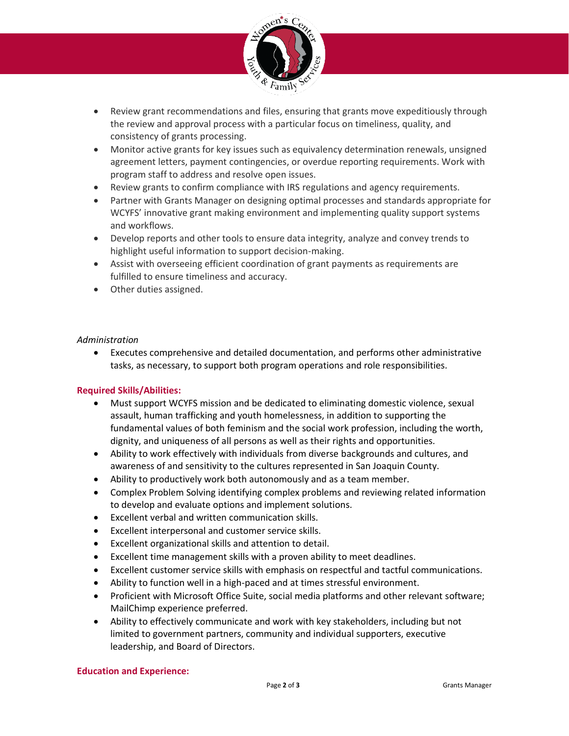- Review grant recommendations and files, ensuring that grants move expeditiously through the review and approval process with a particular focus on timeliness, quality, and consistency of grants processing.
- Monitor active grants for key issues such as equivalency determination renewals, unsigned agreement letters, payment contingencies, or overdue reporting requirements. Work with program staff to address and resolve open issues.
- Review grants to confirm compliance with IRS regulations and agency requirements.
- Partner with Grants Manager on designing optimal processes and standards appropriate for WCYFS' innovative grant making environment and implementing quality support systems and workflows.
- Develop reports and other tools to ensure data integrity, analyze and convey trends to highlight useful information to support decision-making.
- Assist with overseeing efficient coordination of grant payments as requirements are fulfilled to ensure timeliness and accuracy.
- Other duties assigned.

*Administration*

- Executes comprehensive and detailed documentation, and performs other administrative tasks, as necessary, to support both program operations and role responsibilities.

## Required Skills/Abilities:

- Must support WCYFS mission and be dedicated to eliminating domestic violence, sexual assault, human trafficking and youth homelessness, in addition to supporting the fundamental values of both feminism and the social work profession, including the worth, dignity, and uniqueness of all persons as well as their rights and opportunities.
- Ability to work effectively with individuals from diverse backgrounds and cultures, and awareness of and sensitivity to the cultures represented in San Joaquin County.
- Ability to productively work both autonomously and as a team member.
- Complex Problem Solving identifying complex problems and reviewing related information to develop and evaluate options and implement solutions.
- Excellent verbal and written communication skills.
- Excellent interpersonal and customer service skills.
- Excellent organizational skills and attention to detail.
- Excellent time management skills with a proven ability to meet deadlines.
- Excellent customer service skills with emphasis on respectful and tactful communications.
- Ability to function well in a high-paced and at times stressful environment.
- Proficient with Microsoft Office Suite, social media platforms and other relevant software; MailChimp experience preferred.
- Ability to effectively communicate and work with key stakeholders, including but not limited to government partners, community and individual supporters, executive leadership, and Board of Directors.

## Education and Experience: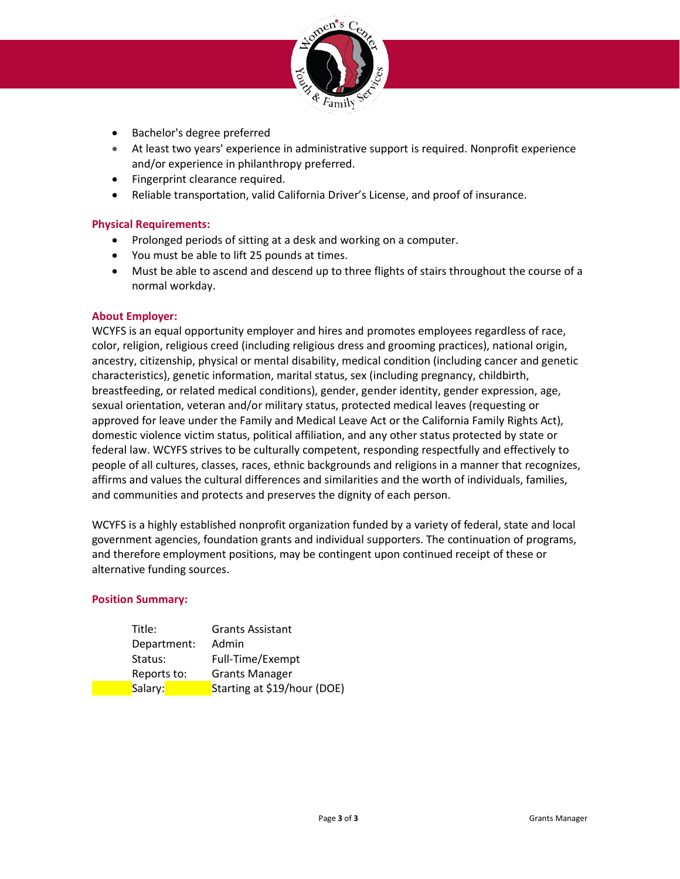- Bachelor's degree preferred
- At least two years' experience in administrative support is required. Nonprofit experience and/or experience in philanthropy preferred.
- Fingerprint clearance required.
- Reliable transportation, valid California Driver's License, and proof of insurance.

## Physical Requirements:

- Prolonged periods of sitting at a desk and working on a computer.
- You must be able to lift 25 pounds at times.
- Must be able to ascend and descend up to three flights of stairs throughout the course of a normal workday.

## About Employer:

WCYFS is an equal opportunity employer and hires and promotes employees regardless of race, color, religion, religious creed (including religious dress and grooming practices), national origin, ancestry, citizenship, physical or mental disability, medical condition (including cancer and genetic characteristics), genetic information, marital status, sex (including pregnancy, childbirth, breastfeeding, or related medical conditions), gender, gender identity, gender expression, age, sexual orientation, veteran and/or military status, protected medical leaves (requesting or approved for leave under the Family and Medical Leave Act or the California Family Rights Act), domestic violence victim status, political affiliation, and any other status protected by state or federal law. WCYFS strives to be culturally competent, responding respectfully and effectively to people of all cultures, classes, races, ethnic backgrounds and religions in a manner that recognizes, affirms and values the cultural differences and similarities and the worth of individuals, families, and communities and protects and preserves the dignity of each person.

WCYFS is a highly established nonprofit organization funded by a variety of federal, state and local government agencies, foundation grants and individual supporters. The continuation of programs, and therefore employment positions, may be contingent upon continued receipt of these or alternative funding sources.

## Position Summary:

| | |
|---|---|
| Title: | Grants Assistant |
| Department: | Admin |
| Status: | Full-Time/Exempt |
| Reports to: | Grants Manager |
| Salary: | Starting at $19/hour (DOE) |